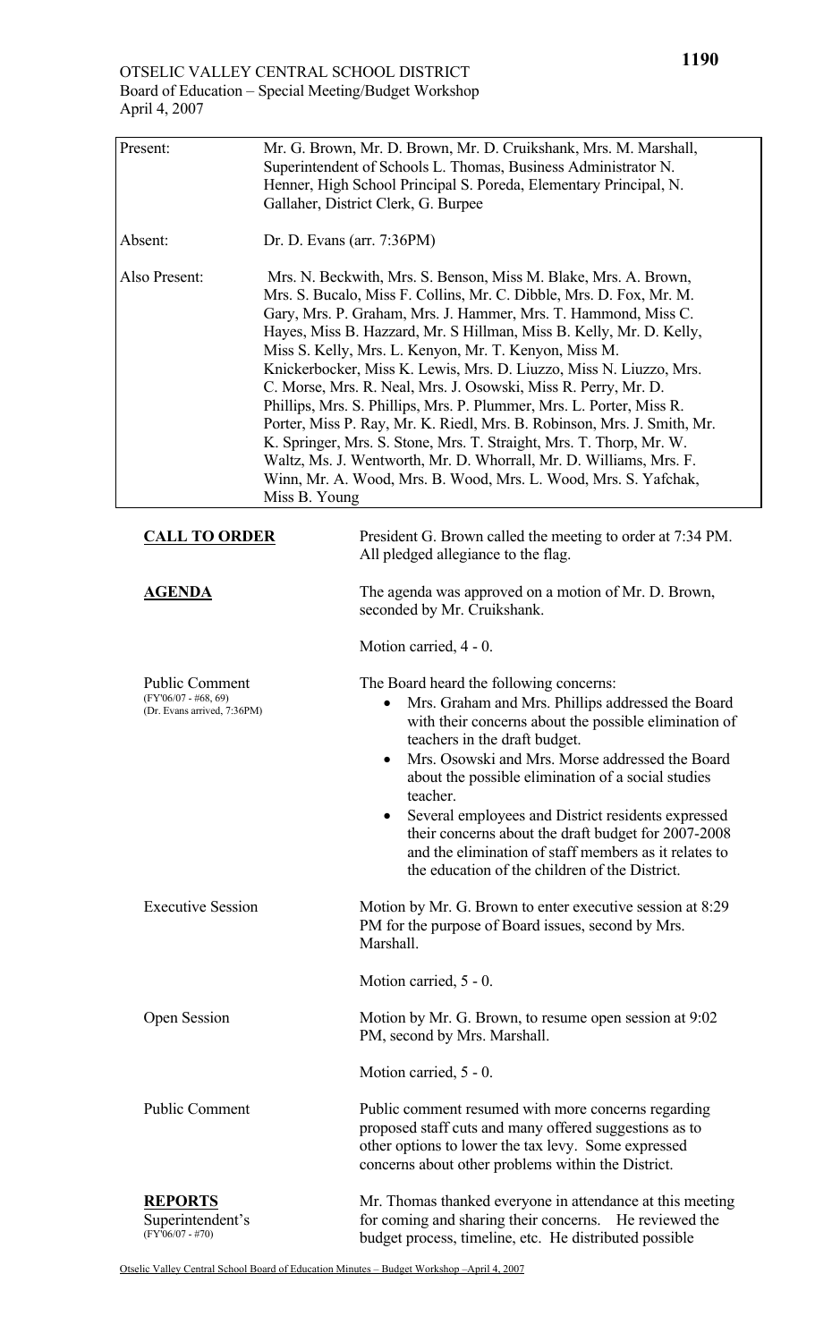OTSELIC VALLEY CENTRAL SCHOOL DISTRICT
Board of Education – Special Meeting/Budget Workshop
April 4, 2007

| | |
|---|---|
| Present: | Mr. G. Brown, Mr. D. Brown, Mr. D. Cruikshank, Mrs. M. Marshall, Superintendent of Schools L. Thomas, Business Administrator N. Henner, High School Principal S. Poreda, Elementary Principal, N. Gallaher, District Clerk, G. Burpee |
| Absent: | Dr. D. Evans (arr. 7:36PM) |
| Also Present: | Mrs. N. Beckwith, Mrs. S. Benson, Miss M. Blake, Mrs. A. Brown, Mrs. S. Bucalo, Miss F. Collins, Mr. C. Dibble, Mrs. D. Fox, Mr. M. Gary, Mrs. P. Graham, Mrs. J. Hammer, Mrs. T. Hammond, Miss C. Hayes, Miss B. Hazzard, Mr. S Hillman, Miss B. Kelly, Mr. D. Kelly, Miss S. Kelly, Mrs. L. Kenyon, Mr. T. Kenyon, Miss M. Knickerbocker, Miss K. Lewis, Mrs. D. Liuzzo, Miss N. Liuzzo, Mrs. C. Morse, Mrs. R. Neal, Mrs. J. Osowski, Miss R. Perry, Mr. D. Phillips, Mrs. S. Phillips, Mrs. P. Plummer, Mrs. L. Porter, Miss R. Porter, Miss P. Ray, Mr. K. Riedl, Mrs. B. Robinson, Mrs. J. Smith, Mr. K. Springer, Mrs. S. Stone, Mrs. T. Straight, Mrs. T. Thorp, Mr. W. Waltz, Ms. J. Wentworth, Mr. D. Whorrall, Mr. D. Williams, Mrs. F. Winn, Mr. A. Wood, Mrs. B. Wood, Mrs. L. Wood, Mrs. S. Yafchak, Miss B. Young |

**CALL TO ORDER**

President G. Brown called the meeting to order at 7:34 PM. All pledged allegiance to the flag.

**AGENDA**

The agenda was approved on a motion of Mr. D. Brown, seconded by Mr. Cruikshank.

Motion carried, 4 - 0.

Public Comment
(FY'06/07 - #68, 69)
(Dr. Evans arrived, 7:36PM)

The Board heard the following concerns:

- Mrs. Graham and Mrs. Phillips addressed the Board with their concerns about the possible elimination of teachers in the draft budget.
- Mrs. Osowski and Mrs. Morse addressed the Board about the possible elimination of a social studies teacher.
- Several employees and District residents expressed their concerns about the draft budget for 2007-2008 and the elimination of staff members as it relates to the education of the children of the District.

Executive Session

Motion by Mr. G. Brown to enter executive session at 8:29 PM for the purpose of Board issues, second by Mrs. Marshall.

Motion carried, 5 - 0.

Open Session

Motion by Mr. G. Brown, to resume open session at 9:02 PM, second by Mrs. Marshall.

Motion carried, 5 - 0.

Public Comment

Public comment resumed with more concerns regarding proposed staff cuts and many offered suggestions as to other options to lower the tax levy. Some expressed concerns about other problems within the District.

**REPORTS**
Superintendent's
(FY'06/07 - #70)

Mr. Thomas thanked everyone in attendance at this meeting for coming and sharing their concerns. He reviewed the budget process, timeline, etc. He distributed possible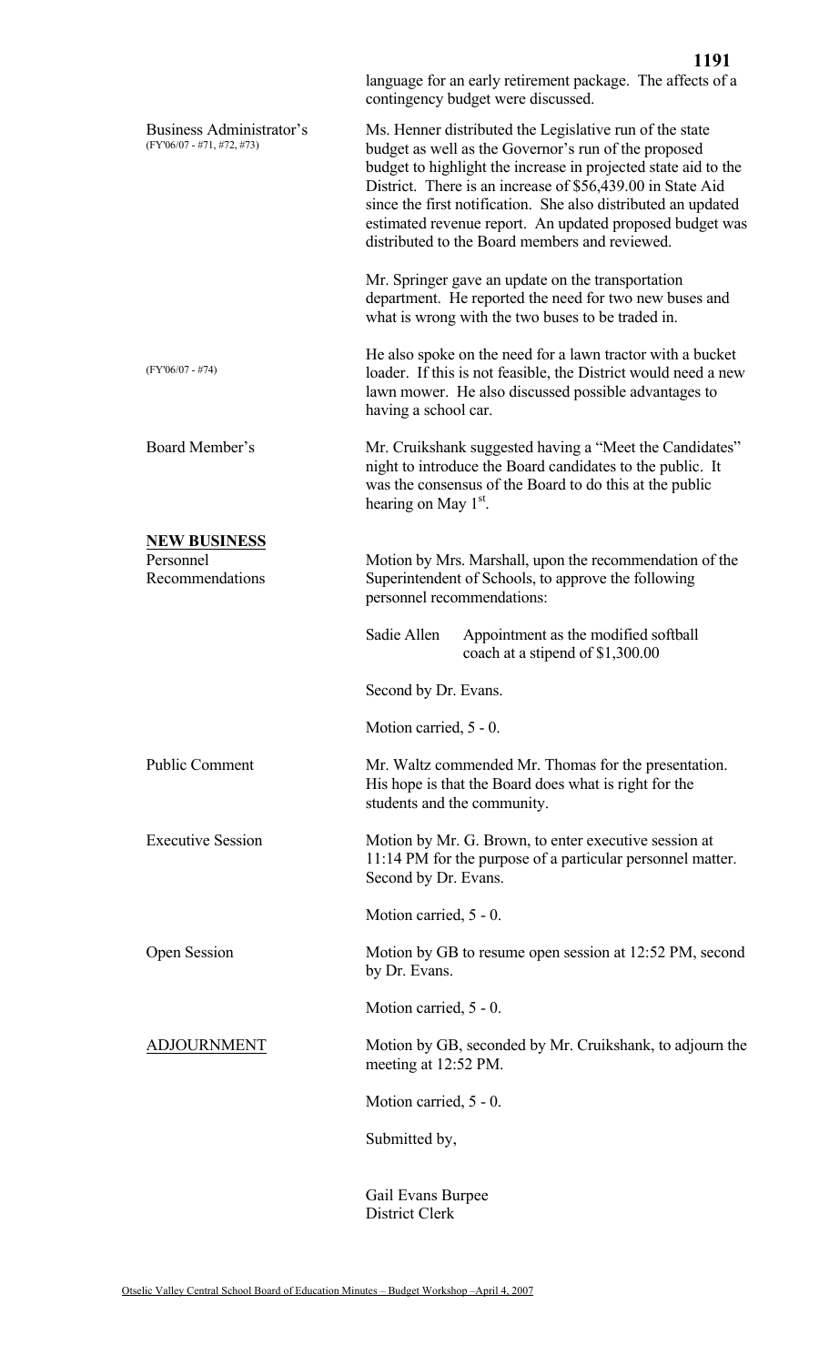language for an early retirement package. The affects of a contingency budget were discussed.

**Business Administrator's** (FY'06/07 - #71, #72, #73)

Ms. Henner distributed the Legislative run of the state budget as well as the Governor's run of the proposed budget to highlight the increase in projected state aid to the District. There is an increase of $56,439.00 in State Aid since the first notification. She also distributed an updated estimated revenue report. An updated proposed budget was distributed to the Board members and reviewed.

Mr. Springer gave an update on the transportation department. He reported the need for two new buses and what is wrong with the two buses to be traded in.

(FY'06/07 - #74)

He also spoke on the need for a lawn tractor with a bucket loader. If this is not feasible, the District would need a new lawn mower. He also discussed possible advantages to having a school car.

**Board Member's**

Mr. Cruikshank suggested having a "Meet the Candidates" night to introduce the Board candidates to the public. It was the consensus of the Board to do this at the public hearing on May 1st.

## NEW BUSINESS

**Personnel Recommendations**

Motion by Mrs. Marshall, upon the recommendation of the Superintendent of Schools, to approve the following personnel recommendations:

Sadie Allen — Appointment as the modified softball coach at a stipend of $1,300.00

Second by Dr. Evans.

Motion carried, 5 - 0.

**Public Comment**

Mr. Waltz commended Mr. Thomas for the presentation. His hope is that the Board does what is right for the students and the community.

**Executive Session**

Motion by Mr. G. Brown, to enter executive session at 11:14 PM for the purpose of a particular personnel matter. Second by Dr. Evans.

Motion carried, 5 - 0.

**Open Session**

Motion by GB to resume open session at 12:52 PM, second by Dr. Evans.

Motion carried, 5 - 0.

**ADJOURNMENT**

Motion by GB, seconded by Mr. Cruikshank, to adjourn the meeting at 12:52 PM.

Motion carried, 5 - 0.

Submitted by,

Gail Evans Burpee
District Clerk